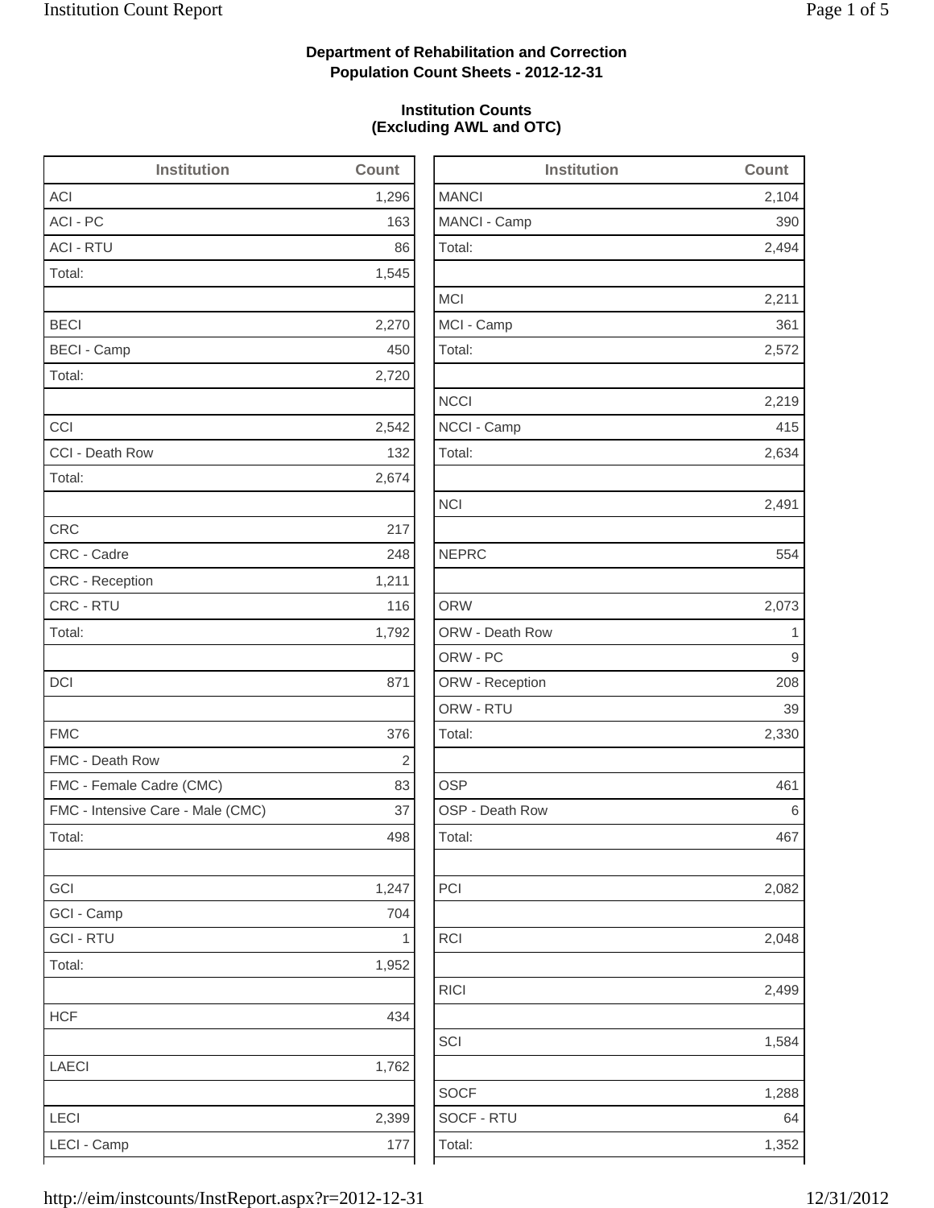**Department of Rehabilitation and Correction**
**Population Count Sheets - 2012-12-31**

**Institution Counts**
**(Excluding AWL and OTC)**

| Institution | Count |
|---|---|
| ACI | 1,296 |
| ACI - PC | 163 |
| ACI - RTU | 86 |
| Total: | 1,545 |
| | |
| BECI | 2,270 |
| BECI - Camp | 450 |
| Total: | 2,720 |
| | |
| CCI | 2,542 |
| CCI - Death Row | 132 |
| Total: | 2,674 |
| | |
| CRC | 217 |
| CRC - Cadre | 248 |
| CRC - Reception | 1,211 |
| CRC - RTU | 116 |
| Total: | 1,792 |
| | |
| DCI | 871 |
| | |
| FMC | 376 |
| FMC - Death Row | 2 |
| FMC - Female Cadre (CMC) | 83 |
| FMC - Intensive Care - Male (CMC) | 37 |
| Total: | 498 |
| | |
| GCI | 1,247 |
| GCI - Camp | 704 |
| GCI - RTU | 1 |
| Total: | 1,952 |
| | |
| HCF | 434 |
| | |
| LAECI | 1,762 |
| | |
| LECI | 2,399 |
| LECI - Camp | 177 |

| Institution | Count |
|---|---|
| MANCI | 2,104 |
| MANCI - Camp | 390 |
| Total: | 2,494 |
| | |
| MCI | 2,211 |
| MCI - Camp | 361 |
| Total: | 2,572 |
| | |
| NCCI | 2,219 |
| NCCI - Camp | 415 |
| Total: | 2,634 |
| | |
| NCI | 2,491 |
| | |
| NEPRC | 554 |
| | |
| ORW | 2,073 |
| ORW - Death Row | 1 |
| ORW - PC | 9 |
| ORW - Reception | 208 |
| ORW - RTU | 39 |
| Total: | 2,330 |
| | |
| OSP | 461 |
| OSP - Death Row | 6 |
| Total: | 467 |
| | |
| PCI | 2,082 |
| | |
| RCI | 2,048 |
| | |
| RICI | 2,499 |
| | |
| SCI | 1,584 |
| | |
| SOCF | 1,288 |
| SOCF - RTU | 64 |
| Total: | 1,352 |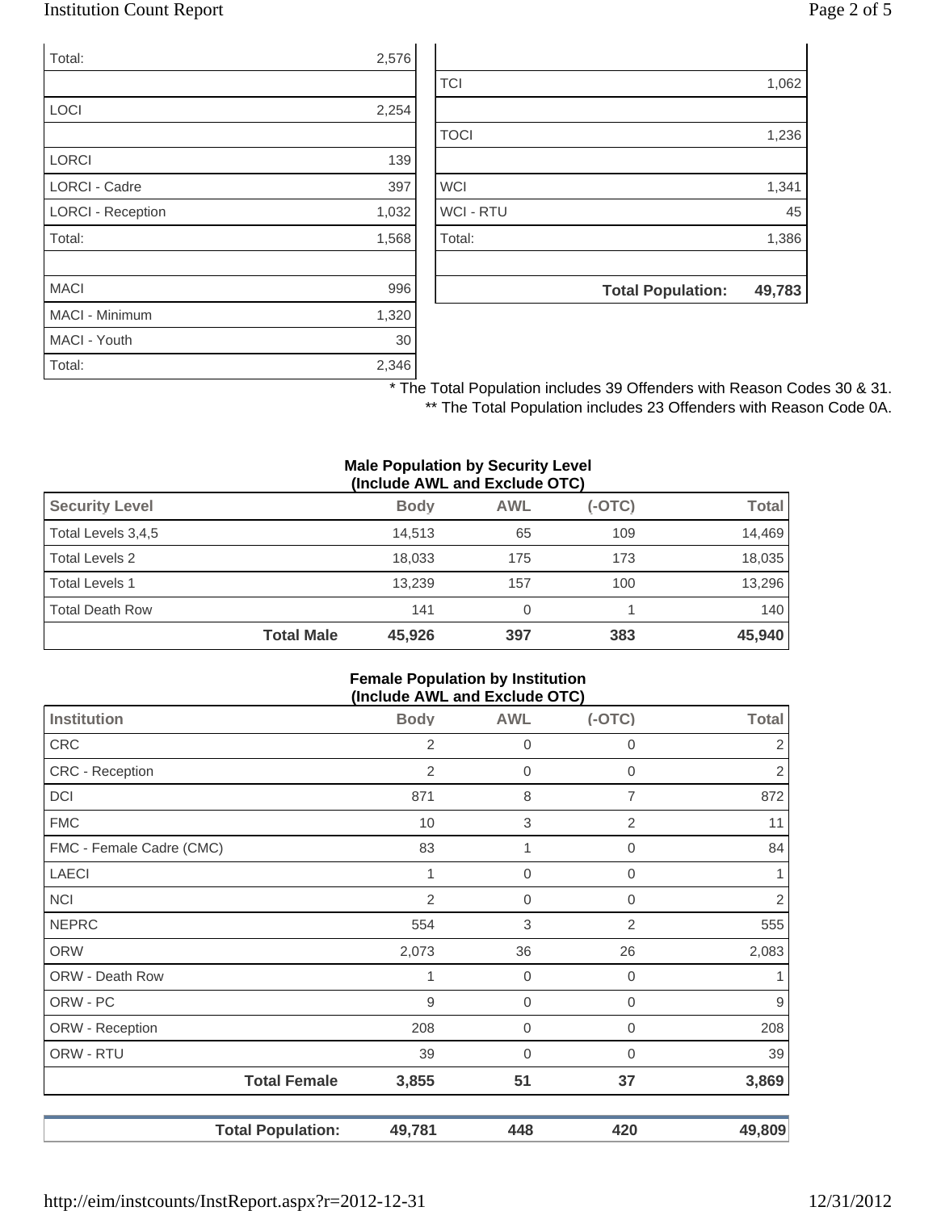| | |
|---|---|
| Total: | 2,576 |
| | |
| LOCI | 2,254 |
| | |
| LORCI | 139 |
| LORCI - Cadre | 397 |
| LORCI - Reception | 1,032 |
| Total: | 1,568 |
| | |
| MACI | 996 |
| MACI - Minimum | 1,320 |
| MACI - Youth | 30 |
| Total: | 2,346 |

| | |
|---|---|
| | |
| TCI | 1,062 |
| | |
| TOCI | 1,236 |
| | |
| WCI | 1,341 |
| WCI - RTU | 45 |
| Total: | 1,386 |
| | |
| **Total Population:** | **49,783** |

* The Total Population includes 39 Offenders with Reason Codes 30 & 31.
** The Total Population includes 23 Offenders with Reason Code 0A.

**Male Population by Security Level (Include AWL and Exclude OTC)**

| Security Level | | Body | AWL | (-OTC) | Total |
|---|---|---|---|---|---|
| Total Levels 3,4,5 | | 14,513 | 65 | 109 | 14,469 |
| Total Levels 2 | | 18,033 | 175 | 173 | 18,035 |
| Total Levels 1 | | 13,239 | 157 | 100 | 13,296 |
| Total Death Row | | 141 | 0 | 1 | 140 |
| | **Total Male** | **45,926** | **397** | **383** | **45,940** |

**Female Population by Institution (Include AWL and Exclude OTC)**

| Institution | | Body | AWL | (-OTC) | Total |
|---|---|---|---|---|---|
| CRC | | 2 | 0 | 0 | 2 |
| CRC - Reception | | 2 | 0 | 0 | 2 |
| DCI | | 871 | 8 | 7 | 872 |
| FMC | | 10 | 3 | 2 | 11 |
| FMC - Female Cadre (CMC) | | 83 | 1 | 0 | 84 |
| LAECI | | 1 | 0 | 0 | 1 |
| NCI | | 2 | 0 | 0 | 2 |
| NEPRC | | 554 | 3 | 2 | 555 |
| ORW | | 2,073 | 36 | 26 | 2,083 |
| ORW - Death Row | | 1 | 0 | 0 | 1 |
| ORW - PC | | 9 | 0 | 0 | 9 |
| ORW - Reception | | 208 | 0 | 0 | 208 |
| ORW - RTU | | 39 | 0 | 0 | 39 |
| | **Total Female** | **3,855** | **51** | **37** | **3,869** |
| | | | | | |
| | **Total Population:** | **49,781** | **448** | **420** | **49,809** |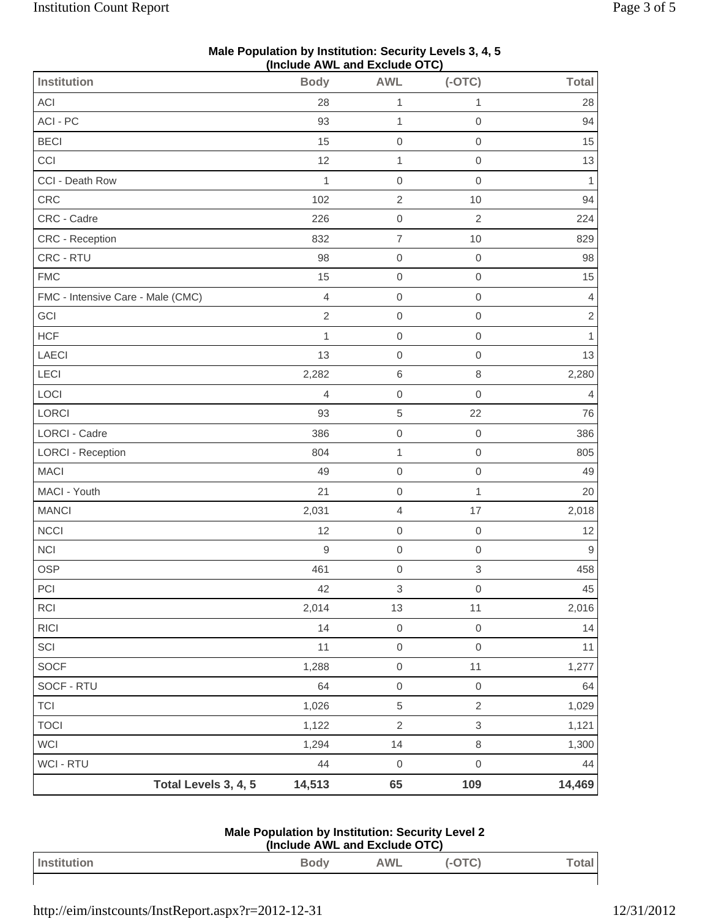**Male Population by Institution: Security Levels 3, 4, 5**
**(Include AWL and Exclude OTC)**

| Institution | Body | AWL | (-OTC) | Total |
|---|---|---|---|---|
| ACI | 28 | 1 | 1 | 28 |
| ACI - PC | 93 | 1 | 0 | 94 |
| BECI | 15 | 0 | 0 | 15 |
| CCI | 12 | 1 | 0 | 13 |
| CCI - Death Row | 1 | 0 | 0 | 1 |
| CRC | 102 | 2 | 10 | 94 |
| CRC - Cadre | 226 | 0 | 2 | 224 |
| CRC - Reception | 832 | 7 | 10 | 829 |
| CRC - RTU | 98 | 0 | 0 | 98 |
| FMC | 15 | 0 | 0 | 15 |
| FMC - Intensive Care - Male (CMC) | 4 | 0 | 0 | 4 |
| GCI | 2 | 0 | 0 | 2 |
| HCF | 1 | 0 | 0 | 1 |
| LAECI | 13 | 0 | 0 | 13 |
| LECI | 2,282 | 6 | 8 | 2,280 |
| LOCI | 4 | 0 | 0 | 4 |
| LORCI | 93 | 5 | 22 | 76 |
| LORCI - Cadre | 386 | 0 | 0 | 386 |
| LORCI - Reception | 804 | 1 | 0 | 805 |
| MACI | 49 | 0 | 0 | 49 |
| MACI - Youth | 21 | 0 | 1 | 20 |
| MANCI | 2,031 | 4 | 17 | 2,018 |
| NCCI | 12 | 0 | 0 | 12 |
| NCI | 9 | 0 | 0 | 9 |
| OSP | 461 | 0 | 3 | 458 |
| PCI | 42 | 3 | 0 | 45 |
| RCI | 2,014 | 13 | 11 | 2,016 |
| RICI | 14 | 0 | 0 | 14 |
| SCI | 11 | 0 | 0 | 11 |
| SOCF | 1,288 | 0 | 11 | 1,277 |
| SOCF - RTU | 64 | 0 | 0 | 64 |
| TCI | 1,026 | 5 | 2 | 1,029 |
| TOCI | 1,122 | 2 | 3 | 1,121 |
| WCI | 1,294 | 14 | 8 | 1,300 |
| WCI - RTU | 44 | 0 | 0 | 44 |
| **Total Levels 3, 4, 5** | **14,513** | **65** | **109** | **14,469** |

**Male Population by Institution: Security Level 2**
**(Include AWL and Exclude OTC)**

| Institution | Body | AWL | (-OTC) | Total |
|---|---|---|---|---|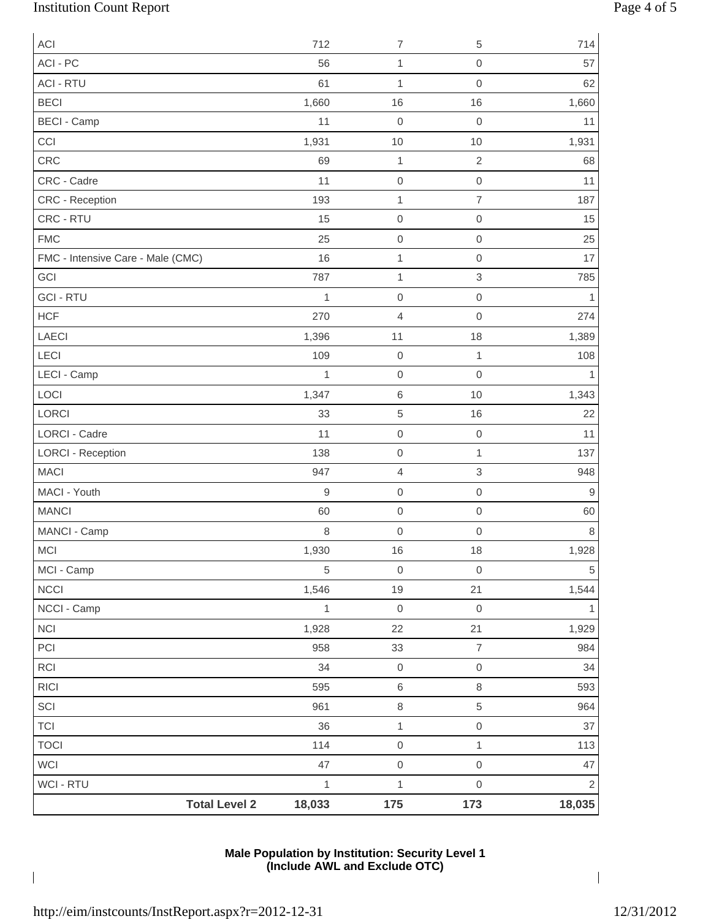| | | | | |
|---|---|---|---|---|
| ACI | 712 | 7 | 5 | 714 |
| ACI - PC | 56 | 1 | 0 | 57 |
| ACI - RTU | 61 | 1 | 0 | 62 |
| BECI | 1,660 | 16 | 16 | 1,660 |
| BECI - Camp | 11 | 0 | 0 | 11 |
| CCI | 1,931 | 10 | 10 | 1,931 |
| CRC | 69 | 1 | 2 | 68 |
| CRC - Cadre | 11 | 0 | 0 | 11 |
| CRC - Reception | 193 | 1 | 7 | 187 |
| CRC - RTU | 15 | 0 | 0 | 15 |
| FMC | 25 | 0 | 0 | 25 |
| FMC - Intensive Care - Male (CMC) | 16 | 1 | 0 | 17 |
| GCI | 787 | 1 | 3 | 785 |
| GCI - RTU | 1 | 0 | 0 | 1 |
| HCF | 270 | 4 | 0 | 274 |
| LAECI | 1,396 | 11 | 18 | 1,389 |
| LECI | 109 | 0 | 1 | 108 |
| LECI - Camp | 1 | 0 | 0 | 1 |
| LOCI | 1,347 | 6 | 10 | 1,343 |
| LORCI | 33 | 5 | 16 | 22 |
| LORCI - Cadre | 11 | 0 | 0 | 11 |
| LORCI - Reception | 138 | 0 | 1 | 137 |
| MACI | 947 | 4 | 3 | 948 |
| MACI - Youth | 9 | 0 | 0 | 9 |
| MANCI | 60 | 0 | 0 | 60 |
| MANCI - Camp | 8 | 0 | 0 | 8 |
| MCI | 1,930 | 16 | 18 | 1,928 |
| MCI - Camp | 5 | 0 | 0 | 5 |
| NCCI | 1,546 | 19 | 21 | 1,544 |
| NCCI - Camp | 1 | 0 | 0 | 1 |
| NCI | 1,928 | 22 | 21 | 1,929 |
| PCI | 958 | 33 | 7 | 984 |
| RCI | 34 | 0 | 0 | 34 |
| RICI | 595 | 6 | 8 | 593 |
| SCI | 961 | 8 | 5 | 964 |
| TCI | 36 | 1 | 0 | 37 |
| TOCI | 114 | 0 | 1 | 113 |
| WCI | 47 | 0 | 0 | 47 |
| WCI - RTU | 1 | 1 | 0 | 2 |
| **Total Level 2** | **18,033** | **175** | **173** | **18,035** |

**Male Population by Institution: Security Level 1**
**(Include AWL and Exclude OTC)**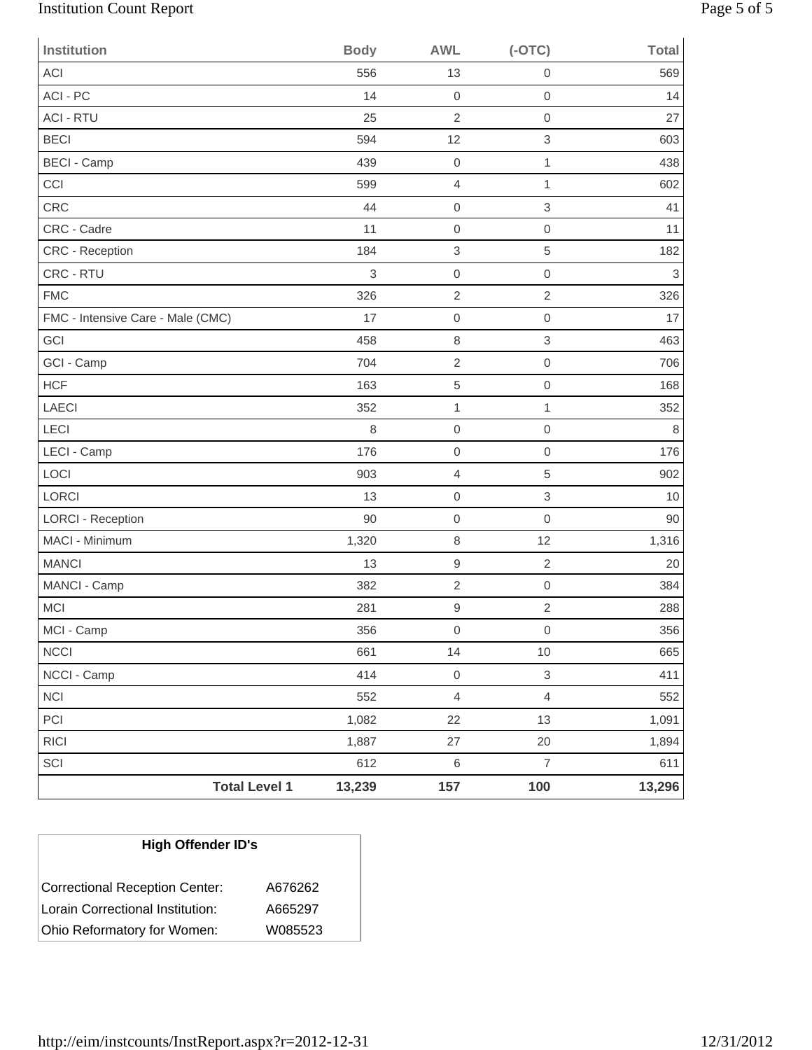| Institution | Body | AWL | (-OTC) | Total |
|---|---|---|---|---|
| ACI | 556 | 13 | 0 | 569 |
| ACI - PC | 14 | 0 | 0 | 14 |
| ACI - RTU | 25 | 2 | 0 | 27 |
| BECI | 594 | 12 | 3 | 603 |
| BECI - Camp | 439 | 0 | 1 | 438 |
| CCI | 599 | 4 | 1 | 602 |
| CRC | 44 | 0 | 3 | 41 |
| CRC - Cadre | 11 | 0 | 0 | 11 |
| CRC - Reception | 184 | 3 | 5 | 182 |
| CRC - RTU | 3 | 0 | 0 | 3 |
| FMC | 326 | 2 | 2 | 326 |
| FMC - Intensive Care - Male (CMC) | 17 | 0 | 0 | 17 |
| GCI | 458 | 8 | 3 | 463 |
| GCI - Camp | 704 | 2 | 0 | 706 |
| HCF | 163 | 5 | 0 | 168 |
| LAECI | 352 | 1 | 1 | 352 |
| LECI | 8 | 0 | 0 | 8 |
| LECI - Camp | 176 | 0 | 0 | 176 |
| LOCI | 903 | 4 | 5 | 902 |
| LORCI | 13 | 0 | 3 | 10 |
| LORCI - Reception | 90 | 0 | 0 | 90 |
| MACI - Minimum | 1,320 | 8 | 12 | 1,316 |
| MANCI | 13 | 9 | 2 | 20 |
| MANCI - Camp | 382 | 2 | 0 | 384 |
| MCI | 281 | 9 | 2 | 288 |
| MCI - Camp | 356 | 0 | 0 | 356 |
| NCCI | 661 | 14 | 10 | 665 |
| NCCI - Camp | 414 | 0 | 3 | 411 |
| NCI | 552 | 4 | 4 | 552 |
| PCI | 1,082 | 22 | 13 | 1,091 |
| RICI | 1,887 | 27 | 20 | 1,894 |
| SCI | 612 | 6 | 7 | 611 |
| **Total Level 1** | **13,239** | **157** | **100** | **13,296** |

| High Offender ID's | |
|---|---|
| Correctional Reception Center: | A676262 |
| Lorain Correctional Institution: | A665297 |
| Ohio Reformatory for Women: | W085523 |